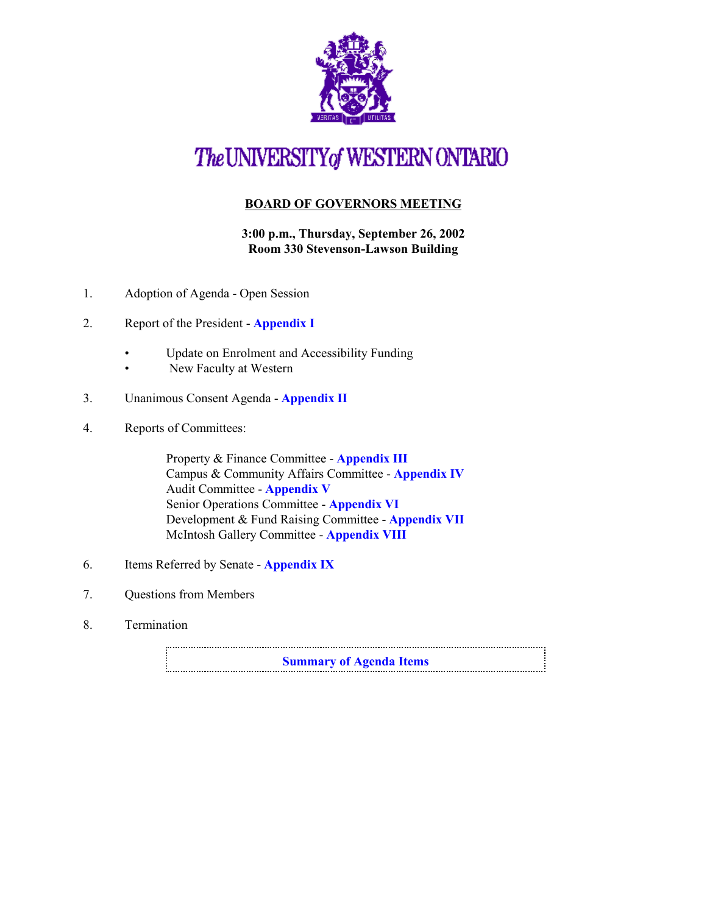# The UNIVERSITY of WESTERN ONTARIO

## BOARD OF GOVERNORS MEETING

**3:00 p.m., Thursday, September 26, 2002**
**Room 330 Stevenson-Lawson Building**

1. Adoption of Agenda - Open Session

2. Report of the President - **Appendix I**

   - Update on Enrolment and Accessibility Funding
   - New Faculty at Western

3. Unanimous Consent Agenda - **Appendix II**

4. Reports of Committees:

   Property & Finance Committee - **Appendix III**
   Campus & Community Affairs Committee - **Appendix IV**
   Audit Committee - **Appendix V**
   Senior Operations Committee - **Appendix VI**
   Development & Fund Raising Committee - **Appendix VII**
   McIntosh Gallery Committee - **Appendix VIII**

6. Items Referred by Senate - **Appendix IX**

7. Questions from Members

8. Termination

**Summary of Agenda Items**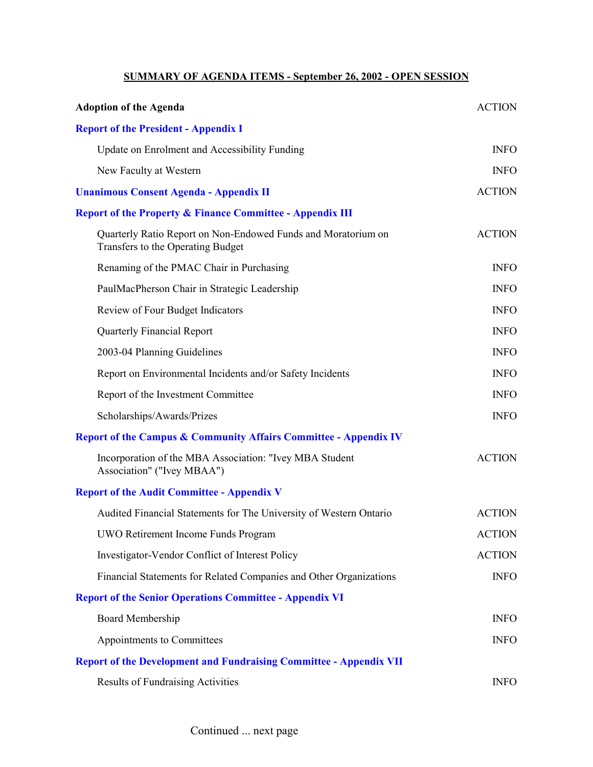## SUMMARY OF AGENDA ITEMS - September 26, 2002 - OPEN SESSION

| | |
|---|---|
| **Adoption of the Agenda** | ACTION |
| **Report of the President - Appendix I** | |
| Update on Enrolment and Accessibility Funding | INFO |
| New Faculty at Western | INFO |
| **Unanimous Consent Agenda - Appendix II** | ACTION |
| **Report of the Property & Finance Committee - Appendix III** | |
| Quarterly Ratio Report on Non-Endowed Funds and Moratorium on Transfers to the Operating Budget | ACTION |
| Renaming of the PMAC Chair in Purchasing | INFO |
| PaulMacPherson Chair in Strategic Leadership | INFO |
| Review of Four Budget Indicators | INFO |
| Quarterly Financial Report | INFO |
| 2003-04 Planning Guidelines | INFO |
| Report on Environmental Incidents and/or Safety Incidents | INFO |
| Report of the Investment Committee | INFO |
| Scholarships/Awards/Prizes | INFO |
| **Report of the Campus & Community Affairs Committee - Appendix IV** | |
| Incorporation of the MBA Association: "Ivey MBA Student Association" ("Ivey MBAA") | ACTION |
| **Report of the Audit Committee - Appendix V** | |
| Audited Financial Statements for The University of Western Ontario | ACTION |
| UWO Retirement Income Funds Program | ACTION |
| Investigator-Vendor Conflict of Interest Policy | ACTION |
| Financial Statements for Related Companies and Other Organizations | INFO |
| **Report of the Senior Operations Committee - Appendix VI** | |
| Board Membership | INFO |
| Appointments to Committees | INFO |
| **Report of the Development and Fundraising Committee - Appendix VII** | |
| Results of Fundraising Activities | INFO |

Continued ... next page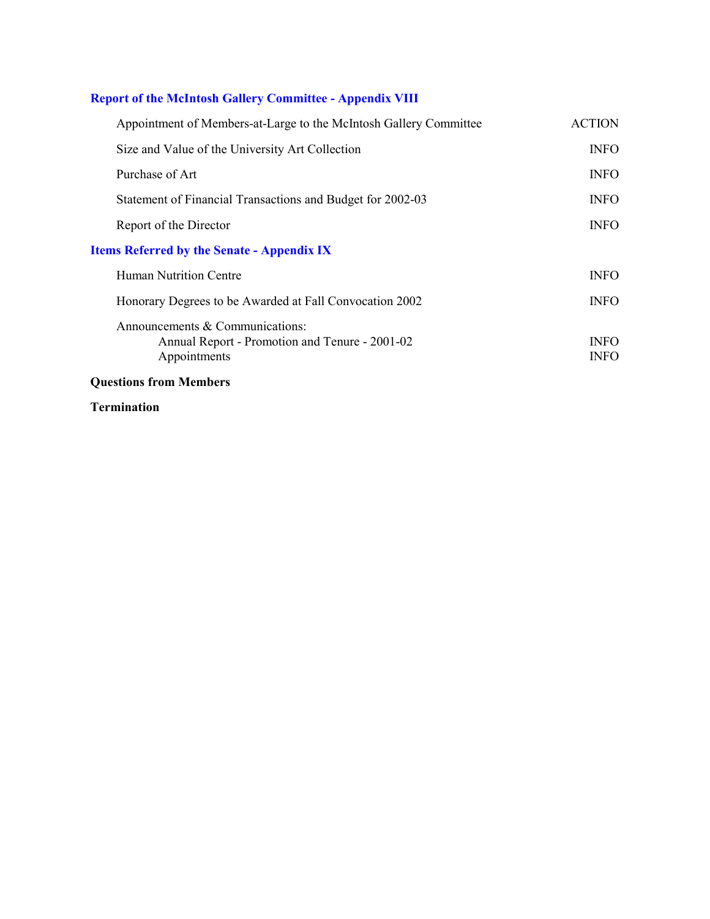**Report of the McIntosh Gallery Committee - Appendix VIII**

| | |
|---|---|
| Appointment of Members-at-Large to the McIntosh Gallery Committee | ACTION |
| Size and Value of the University Art Collection | INFO |
| Purchase of Art | INFO |
| Statement of Financial Transactions and Budget for 2002-03 | INFO |
| Report of the Director | INFO |

**Items Referred by the Senate - Appendix IX**

| | |
|---|---|
| Human Nutrition Centre | INFO |
| Honorary Degrees to be Awarded at Fall Convocation 2002 | INFO |
| Announcements & Communications: | |
| Annual Report - Promotion and Tenure - 2001-02 | INFO |
| Appointments | INFO |

**Questions from Members**

**Termination**